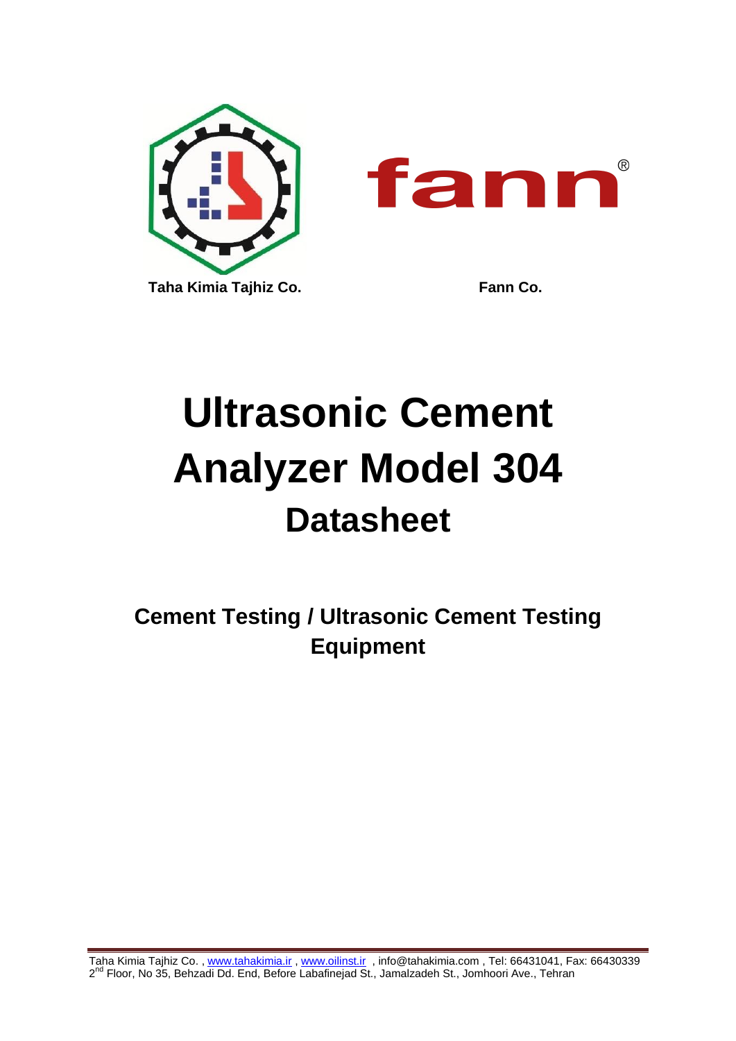Taha Kimia Tajhiz Co.

Fann Co.

# Ultrasonic Cement Analyzer Model 304

## Datasheet

### Cement Testing / Ultrasonic Cement Testing Equipment

Taha Kimia Tajhiz Co. , www.tahakimia.ir , www.oilinst.ir , info@tahakimia.com , Tel: 66431041, Fax: 66430339
2nd Floor, No 35, Behzadi Dd. End, Before Labafinejad St., Jamalzadeh St., Jomhoori Ave., Tehran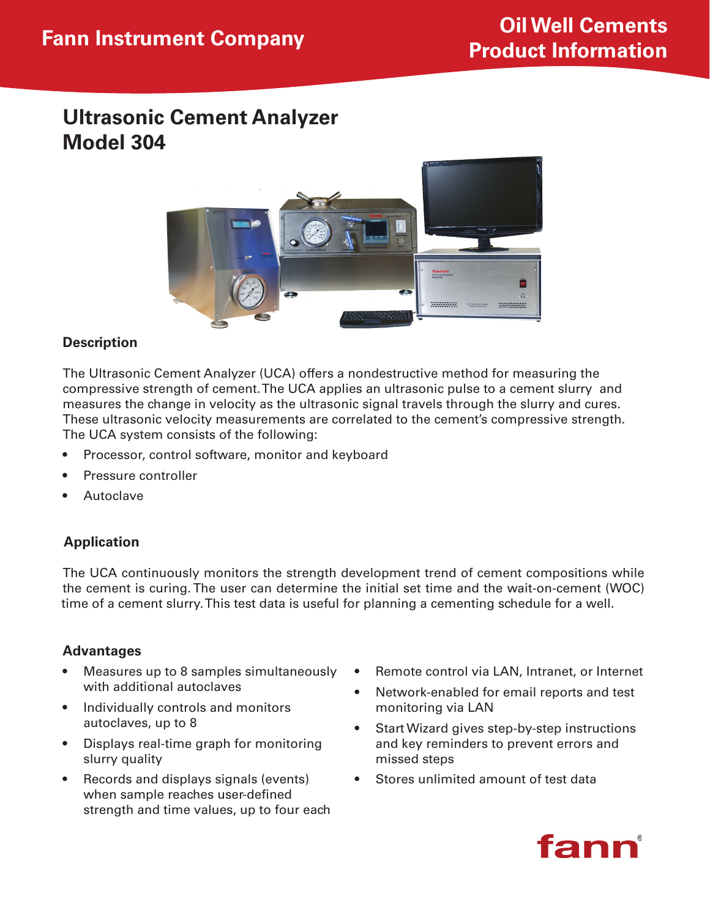# Fann Instrument Company

## Oil Well Cements Product Information

# Ultrasonic Cement Analyzer Model 304

### Description

The Ultrasonic Cement Analyzer (UCA) offers a nondestructive method for measuring the compressive strength of cement. The UCA applies an ultrasonic pulse to a cement slurry and measures the change in velocity as the ultrasonic signal travels through the slurry and cures. These ultrasonic velocity measurements are correlated to the cement's compressive strength. The UCA system consists of the following:

- Processor, control software, monitor and keyboard
- Pressure controller
- Autoclave

### Application

The UCA continuously monitors the strength development trend of cement compositions while the cement is curing. The user can determine the initial set time and the wait-on-cement (WOC) time of a cement slurry. This test data is useful for planning a cementing schedule for a well.

### Advantages

- Measures up to 8 samples simultaneously with additional autoclaves
- Individually controls and monitors autoclaves, up to 8
- Displays real-time graph for monitoring slurry quality
- Records and displays signals (events) when sample reaches user-defined strength and time values, up to four each
- Remote control via LAN, Intranet, or Internet
- Network-enabled for email reports and test monitoring via LAN
- Start Wizard gives step-by-step instructions and key reminders to prevent errors and missed steps
- Stores unlimited amount of test data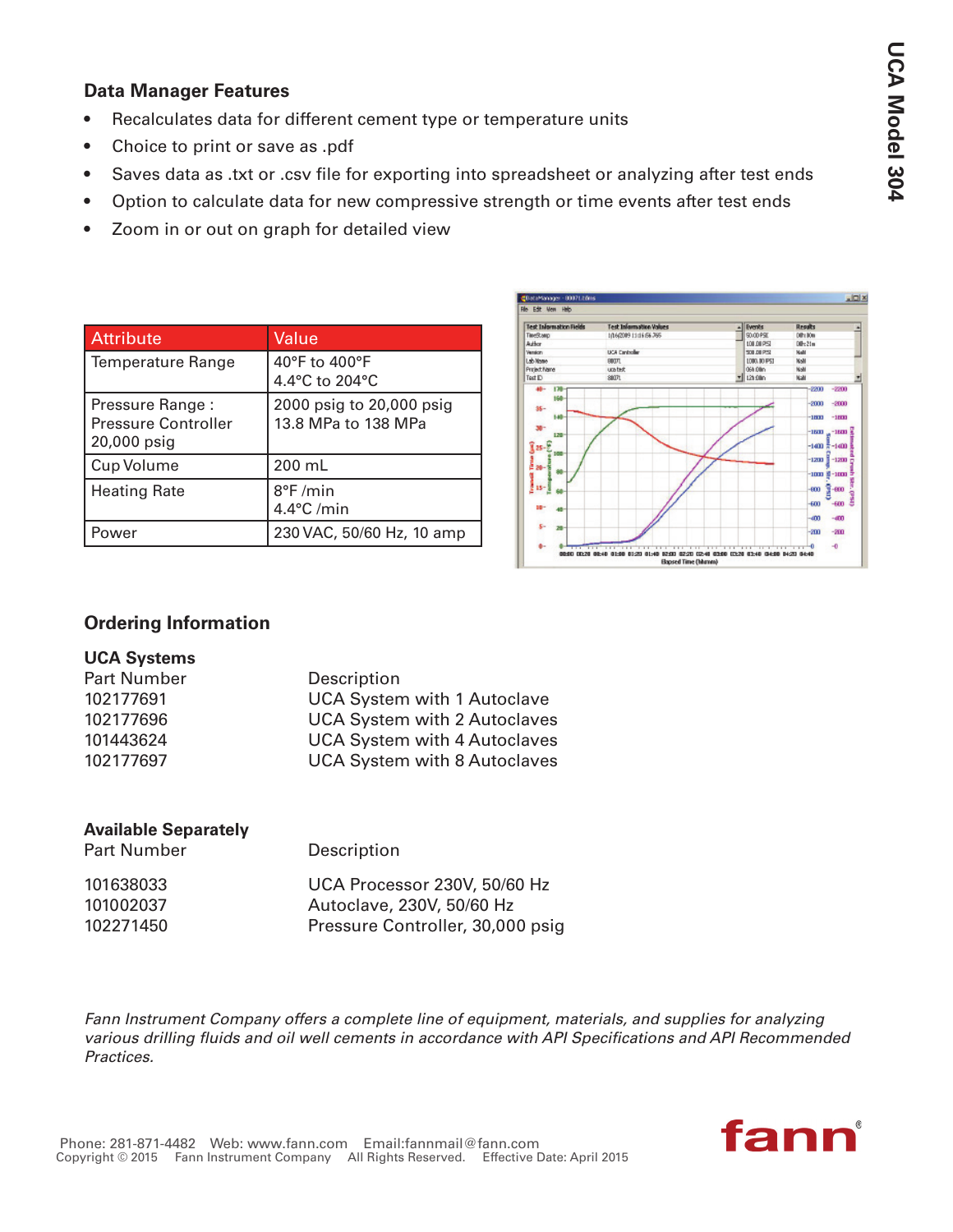## Data Manager Features

- Recalculates data for different cement type or temperature units
- Choice to print or save as .pdf
- Saves data as .txt or .csv file for exporting into spreadsheet or analyzing after test ends
- Option to calculate data for new compressive strength or time events after test ends
- Zoom in or out on graph for detailed view

| Attribute | Value |
| --- | --- |
| Temperature Range | 40°F to 400°F<br>4.4°C to 204°C |
| Pressure Range : Pressure Controller 20,000 psig | 2000 psig to 20,000 psig<br>13.8 MPa to 138 MPa |
| Cup Volume | 200 mL |
| Heating Rate | 8°F /min<br>4.4°C /min |
| Power | 230 VAC, 50/60 Hz, 10 amp |

## Ordering Information

### UCA Systems

| Part Number | Description |
| --- | --- |
| 102177691 | UCA System with 1 Autoclave |
| 102177696 | UCA System with 2 Autoclaves |
| 101443624 | UCA System with 4 Autoclaves |
| 102177697 | UCA System with 8 Autoclaves |

### Available Separately

| Part Number | Description |
| --- | --- |
| 101638033 | UCA Processor 230V, 50/60 Hz |
| 101002037 | Autoclave, 230V, 50/60 Hz |
| 102271450 | Pressure Controller, 30,000 psig |

*Fann Instrument Company offers a complete line of equipment, materials, and supplies for analyzing various drilling fluids and oil well cements in accordance with API Specifications and API Recommended Practices.*

Phone: 281-871-4482 Web: www.fann.com Email:fannmail@fann.com
Copyright © 2015 Fann Instrument Company All Rights Reserved. Effective Date: April 2015